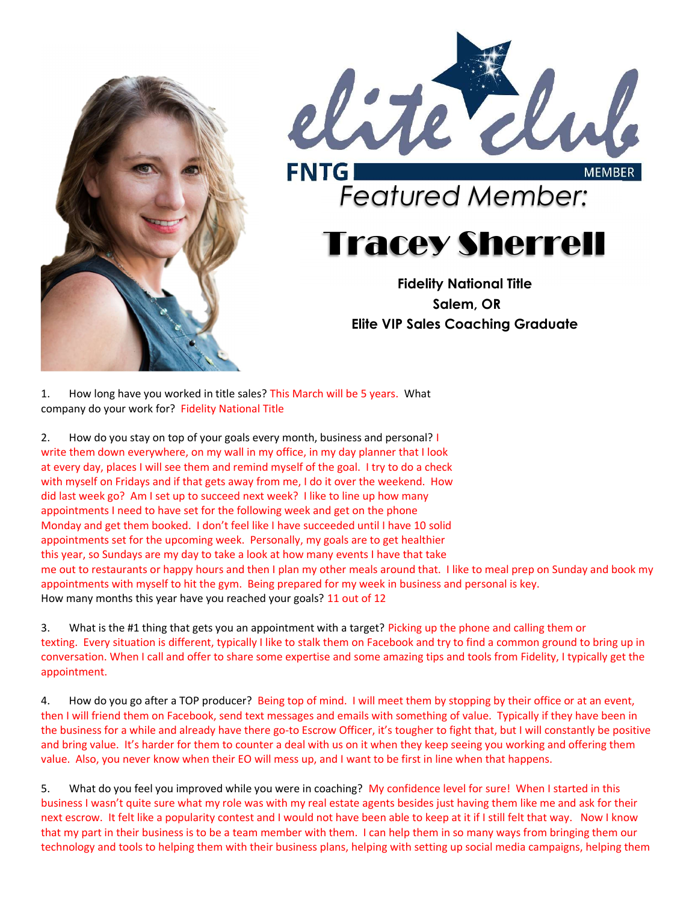elite club

FNTG MEMBER

*Featured Member:*

# Tracey Sherrell

**Fidelity National Title**
**Salem, OR**
**Elite VIP Sales Coaching Graduate**

1. How long have you worked in title sales? This March will be 5 years. What company do your work for? Fidelity National Title

2. How do you stay on top of your goals every month, business and personal? I write them down everywhere, on my wall in my office, in my day planner that I look at every day, places I will see them and remind myself of the goal. I try to do a check with myself on Fridays and if that gets away from me, I do it over the weekend. How did last week go? Am I set up to succeed next week? I like to line up how many appointments I need to have set for the following week and get on the phone Monday and get them booked. I don't feel like I have succeeded until I have 10 solid appointments set for the upcoming week. Personally, my goals are to get healthier this year, so Sundays are my day to take a look at how many events I have that take me out to restaurants or happy hours and then I plan my other meals around that. I like to meal prep on Sunday and book my appointments with myself to hit the gym. Being prepared for my week in business and personal is key.
How many months this year have you reached your goals? 11 out of 12

3. What is the #1 thing that gets you an appointment with a target? Picking up the phone and calling them or texting. Every situation is different, typically I like to stalk them on Facebook and try to find a common ground to bring up in conversation. When I call and offer to share some expertise and some amazing tips and tools from Fidelity, I typically get the appointment.

4. How do you go after a TOP producer? Being top of mind. I will meet them by stopping by their office or at an event, then I will friend them on Facebook, send text messages and emails with something of value. Typically if they have been in the business for a while and already have there go-to Escrow Officer, it's tougher to fight that, but I will constantly be positive and bring value. It's harder for them to counter a deal with us on it when they keep seeing you working and offering them value. Also, you never know when their EO will mess up, and I want to be first in line when that happens.

5. What do you feel you improved while you were in coaching? My confidence level for sure! When I started in this business I wasn't quite sure what my role was with my real estate agents besides just having them like me and ask for their next escrow. It felt like a popularity contest and I would not have been able to keep at it if I still felt that way. Now I know that my part in their business is to be a team member with them. I can help them in so many ways from bringing them our technology and tools to helping them with their business plans, helping with setting up social media campaigns, helping them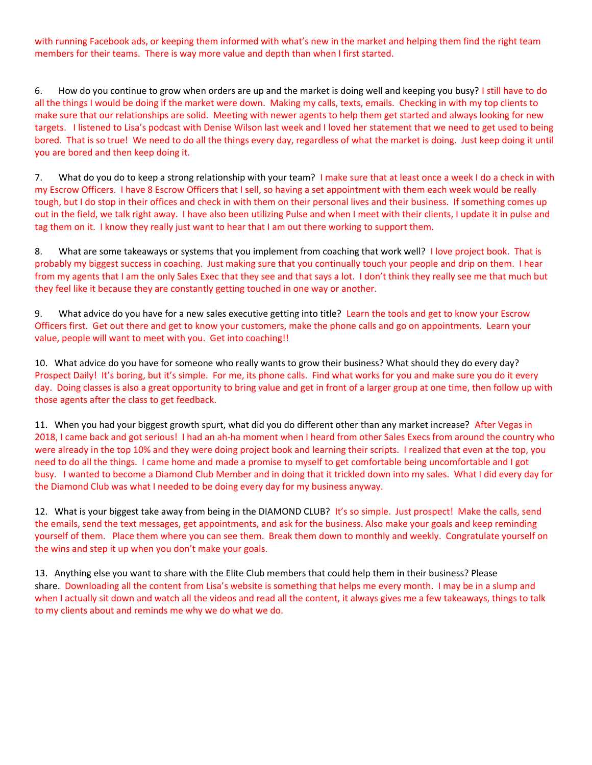with running Facebook ads, or keeping them informed with what's new in the market and helping them find the right team members for their teams. There is way more value and depth than when I first started.

6. How do you continue to grow when orders are up and the market is doing well and keeping you busy? I still have to do all the things I would be doing if the market were down. Making my calls, texts, emails. Checking in with my top clients to make sure that our relationships are solid. Meeting with newer agents to help them get started and always looking for new targets. I listened to Lisa's podcast with Denise Wilson last week and I loved her statement that we need to get used to being bored. That is so true! We need to do all the things every day, regardless of what the market is doing. Just keep doing it until you are bored and then keep doing it.

7. What do you do to keep a strong relationship with your team? I make sure that at least once a week I do a check in with my Escrow Officers. I have 8 Escrow Officers that I sell, so having a set appointment with them each week would be really tough, but I do stop in their offices and check in with them on their personal lives and their business. If something comes up out in the field, we talk right away. I have also been utilizing Pulse and when I meet with their clients, I update it in pulse and tag them on it. I know they really just want to hear that I am out there working to support them.

8. What are some takeaways or systems that you implement from coaching that work well? I love project book. That is probably my biggest success in coaching. Just making sure that you continually touch your people and drip on them. I hear from my agents that I am the only Sales Exec that they see and that says a lot. I don't think they really see me that much but they feel like it because they are constantly getting touched in one way or another.

9. What advice do you have for a new sales executive getting into title? Learn the tools and get to know your Escrow Officers first. Get out there and get to know your customers, make the phone calls and go on appointments. Learn your value, people will want to meet with you. Get into coaching!!

10. What advice do you have for someone who really wants to grow their business? What should they do every day? Prospect Daily! It's boring, but it's simple. For me, its phone calls. Find what works for you and make sure you do it every day. Doing classes is also a great opportunity to bring value and get in front of a larger group at one time, then follow up with those agents after the class to get feedback.

11. When you had your biggest growth spurt, what did you do different other than any market increase? After Vegas in 2018, I came back and got serious! I had an ah-ha moment when I heard from other Sales Execs from around the country who were already in the top 10% and they were doing project book and learning their scripts. I realized that even at the top, you need to do all the things. I came home and made a promise to myself to get comfortable being uncomfortable and I got busy. I wanted to become a Diamond Club Member and in doing that it trickled down into my sales. What I did every day for the Diamond Club was what I needed to be doing every day for my business anyway.

12. What is your biggest take away from being in the DIAMOND CLUB? It's so simple. Just prospect! Make the calls, send the emails, send the text messages, get appointments, and ask for the business. Also make your goals and keep reminding yourself of them. Place them where you can see them. Break them down to monthly and weekly. Congratulate yourself on the wins and step it up when you don't make your goals.

13. Anything else you want to share with the Elite Club members that could help them in their business? Please share. Downloading all the content from Lisa's website is something that helps me every month. I may be in a slump and when I actually sit down and watch all the videos and read all the content, it always gives me a few takeaways, things to talk to my clients about and reminds me why we do what we do.